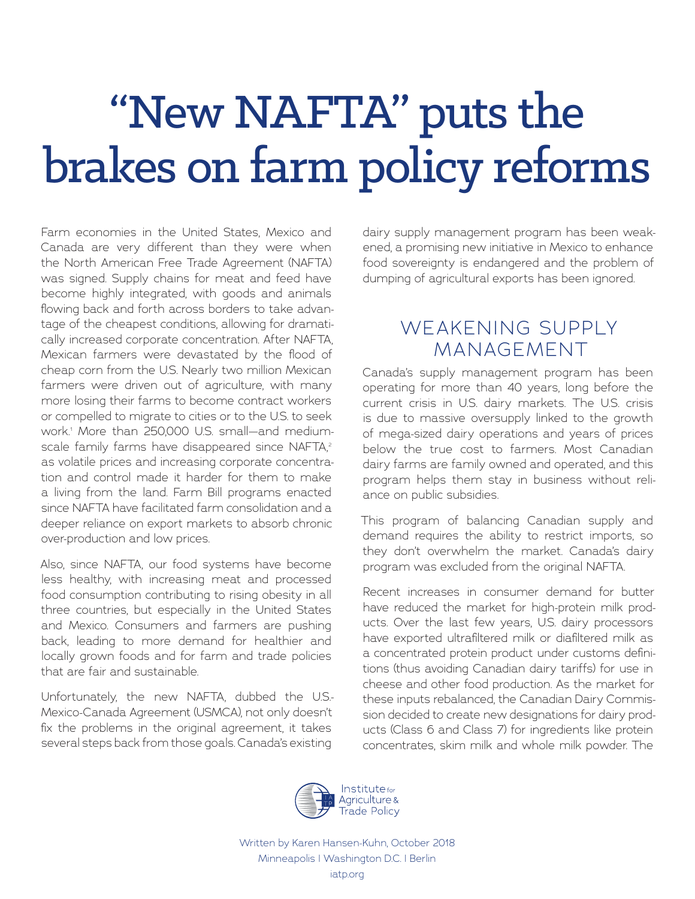# "New NAFTA" puts the brakes on farm policy reforms

Farm economies in the United States, Mexico and Canada are very different than they were when the North American Free Trade Agreement (NAFTA) was signed. Supply chains for meat and feed have become highly integrated, with goods and animals flowing back and forth across borders to take advantage of the cheapest conditions, allowing for dramatically increased corporate concentration. After NAFTA, Mexican farmers were devastated by the flood of cheap corn from the U.S. Nearly two million Mexican farmers were driven out of agriculture, with many more losing their farms to become contract workers or compelled to migrate to cities or to the U.S. to seek work.[1] More than 250,000 U.S. small—and medium-scale family farms have disappeared since NAFTA,[2] as volatile prices and increasing corporate concentration and control made it harder for them to make a living from the land. Farm Bill programs enacted since NAFTA have facilitated farm consolidation and a deeper reliance on export markets to absorb chronic over-production and low prices.

Also, since NAFTA, our food systems have become less healthy, with increasing meat and processed food consumption contributing to rising obesity in all three countries, but especially in the United States and Mexico. Consumers and farmers are pushing back, leading to more demand for healthier and locally grown foods and for farm and trade policies that are fair and sustainable.

Unfortunately, the new NAFTA, dubbed the U.S.-Mexico-Canada Agreement (USMCA), not only doesn't fix the problems in the original agreement, it takes several steps back from those goals. Canada's existing dairy supply management program has been weakened, a promising new initiative in Mexico to enhance food sovereignty is endangered and the problem of dumping of agricultural exports has been ignored.

## WEAKENING SUPPLY MANAGEMENT

Canada's supply management program has been operating for more than 40 years, long before the current crisis in U.S. dairy markets. The U.S. crisis is due to massive oversupply linked to the growth of mega-sized dairy operations and years of prices below the true cost to farmers. Most Canadian dairy farms are family owned and operated, and this program helps them stay in business without reliance on public subsidies.

This program of balancing Canadian supply and demand requires the ability to restrict imports, so they don't overwhelm the market. Canada's dairy program was excluded from the original NAFTA.

Recent increases in consumer demand for butter have reduced the market for high-protein milk products. Over the last few years, U.S. dairy processors have exported ultrafiltered milk or diafiltered milk as a concentrated protein product under customs definitions (thus avoiding Canadian dairy tariffs) for use in cheese and other food production. As the market for these inputs rebalanced, the Canadian Dairy Commission decided to create new designations for dairy products (Class 6 and Class 7) for ingredients like protein concentrates, skim milk and whole milk powder. The

Written by Karen Hansen-Kuhn, October 2018
Minneapolis | Washington D.C. | Berlin
iatp.org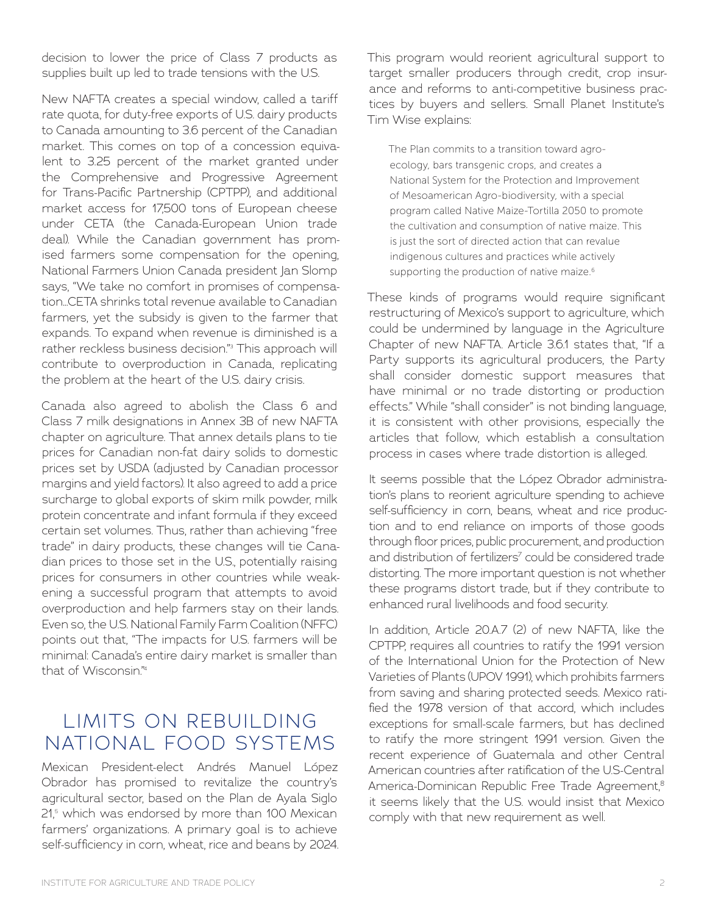decision to lower the price of Class 7 products as supplies built up led to trade tensions with the U.S.

New NAFTA creates a special window, called a tariff rate quota, for duty-free exports of U.S. dairy products to Canada amounting to 3.6 percent of the Canadian market. This comes on top of a concession equivalent to 3.25 percent of the market granted under the Comprehensive and Progressive Agreement for Trans-Pacific Partnership (CPTPP), and additional market access for 17,500 tons of European cheese under CETA (the Canada-European Union trade deal). While the Canadian government has promised farmers some compensation for the opening, National Farmers Union Canada president Jan Slomp says, "We take no comfort in promises of compensation…CETA shrinks total revenue available to Canadian farmers, yet the subsidy is given to the farmer that expands. To expand when revenue is diminished is a rather reckless business decision."[3] This approach will contribute to overproduction in Canada, replicating the problem at the heart of the U.S. dairy crisis.

Canada also agreed to abolish the Class 6 and Class 7 milk designations in Annex 3B of new NAFTA chapter on agriculture. That annex details plans to tie prices for Canadian non-fat dairy solids to domestic prices set by USDA (adjusted by Canadian processor margins and yield factors). It also agreed to add a price surcharge to global exports of skim milk powder, milk protein concentrate and infant formula if they exceed certain set volumes. Thus, rather than achieving "free trade" in dairy products, these changes will tie Canadian prices to those set in the U.S., potentially raising prices for consumers in other countries while weakening a successful program that attempts to avoid overproduction and help farmers stay on their lands. Even so, the U.S. National Family Farm Coalition (NFFC) points out that, "The impacts for U.S. farmers will be minimal: Canada's entire dairy market is smaller than that of Wisconsin."[4]

## LIMITS ON REBUILDING NATIONAL FOOD SYSTEMS

Mexican President-elect Andrés Manuel López Obrador has promised to revitalize the country's agricultural sector, based on the Plan de Ayala Siglo 21,[5] which was endorsed by more than 100 Mexican farmers' organizations. A primary goal is to achieve self-sufficiency in corn, wheat, rice and beans by 2024. This program would reorient agricultural support to target smaller producers through credit, crop insurance and reforms to anti-competitive business practices by buyers and sellers. Small Planet Institute's Tim Wise explains:

> The Plan commits to a transition toward agroecology, bars transgenic crops, and creates a National System for the Protection and Improvement of Mesoamerican Agro-biodiversity, with a special program called Native Maize-Tortilla 2050 to promote the cultivation and consumption of native maize. This is just the sort of directed action that can revalue indigenous cultures and practices while actively supporting the production of native maize.[6]

These kinds of programs would require significant restructuring of Mexico's support to agriculture, which could be undermined by language in the Agriculture Chapter of new NAFTA. Article 3.6.1 states that, "If a Party supports its agricultural producers, the Party shall consider domestic support measures that have minimal or no trade distorting or production effects." While "shall consider" is not binding language, it is consistent with other provisions, especially the articles that follow, which establish a consultation process in cases where trade distortion is alleged.

It seems possible that the López Obrador administration's plans to reorient agriculture spending to achieve self-sufficiency in corn, beans, wheat and rice production and to end reliance on imports of those goods through floor prices, public procurement, and production and distribution of fertilizers[7] could be considered trade distorting. The more important question is not whether these programs distort trade, but if they contribute to enhanced rural livelihoods and food security.

In addition, Article 20.A.7 (2) of new NAFTA, like the CPTPP, requires all countries to ratify the 1991 version of the International Union for the Protection of New Varieties of Plants (UPOV 1991), which prohibits farmers from saving and sharing protected seeds. Mexico ratified the 1978 version of that accord, which includes exceptions for small-scale farmers, but has declined to ratify the more stringent 1991 version. Given the recent experience of Guatemala and other Central American countries after ratification of the U.S-Central America-Dominican Republic Free Trade Agreement,[8] it seems likely that the U.S. would insist that Mexico comply with that new requirement as well.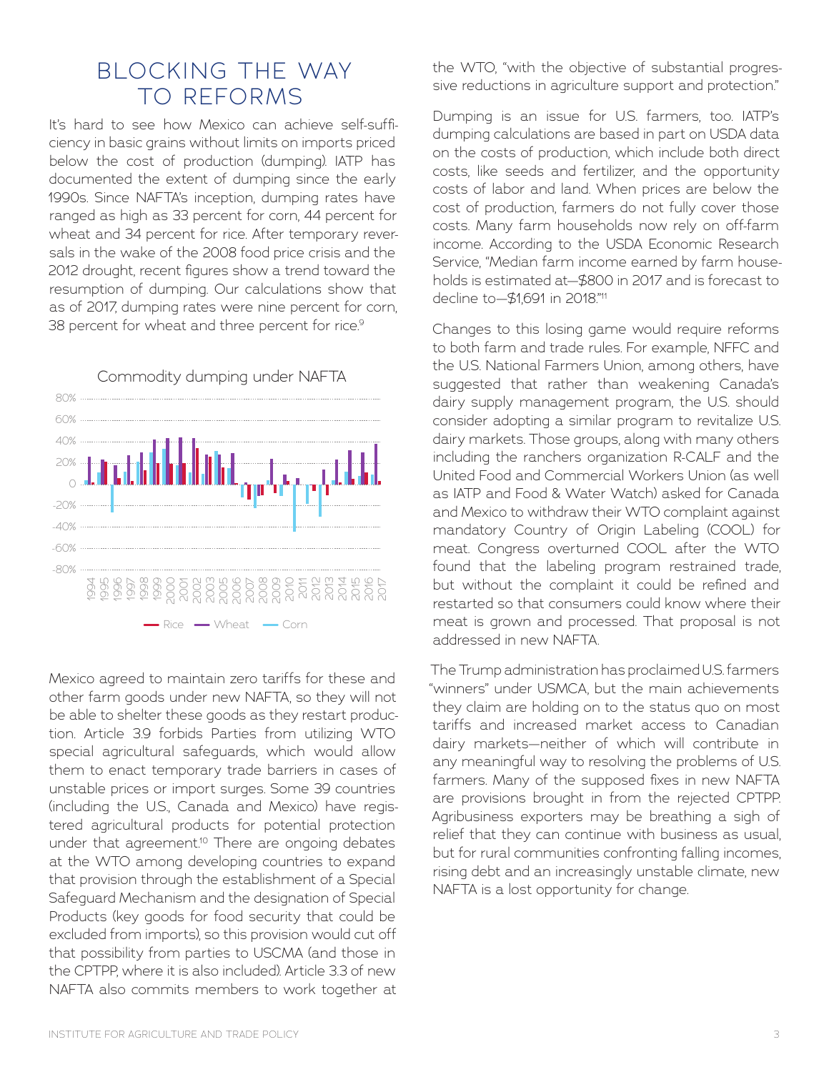## BLOCKING THE WAY TO REFORMS

It's hard to see how Mexico can achieve self-sufficiency in basic grains without limits on imports priced below the cost of production (dumping). IATP has documented the extent of dumping since the early 1990s. Since NAFTA's inception, dumping rates have ranged as high as 33 percent for corn, 44 percent for wheat and 34 percent for rice. After temporary reversals in the wake of the 2008 food price crisis and the 2012 drought, recent figures show a trend toward the resumption of dumping. Our calculations show that as of 2017, dumping rates were nine percent for corn, 38 percent for wheat and three percent for rice.[9]

Commodity dumping under NAFTA

Mexico agreed to maintain zero tariffs for these and other farm goods under new NAFTA, so they will not be able to shelter these goods as they restart production. Article 3.9 forbids Parties from utilizing WTO special agricultural safeguards, which would allow them to enact temporary trade barriers in cases of unstable prices or import surges. Some 39 countries (including the U.S., Canada and Mexico) have registered agricultural products for potential protection under that agreement.[10] There are ongoing debates at the WTO among developing countries to expand that provision through the establishment of a Special Safeguard Mechanism and the designation of Special Products (key goods for food security that could be excluded from imports), so this provision would cut off that possibility from parties to USCMA (and those in the CPTPP, where it is also included). Article 3.3 of new NAFTA also commits members to work together at the WTO, "with the objective of substantial progressive reductions in agriculture support and protection."

Dumping is an issue for U.S. farmers, too. IATP's dumping calculations are based in part on USDA data on the costs of production, which include both direct costs, like seeds and fertilizer, and the opportunity costs of labor and land. When prices are below the cost of production, farmers do not fully cover those costs. Many farm households now rely on off-farm income. According to the USDA Economic Research Service, "Median farm income earned by farm households is estimated at—$800 in 2017 and is forecast to decline to—$1,691 in 2018."[11]

Changes to this losing game would require reforms to both farm and trade rules. For example, NFFC and the U.S. National Farmers Union, among others, have suggested that rather than weakening Canada's dairy supply management program, the U.S. should consider adopting a similar program to revitalize U.S. dairy markets. Those groups, along with many others including the ranchers organization R-CALF and the United Food and Commercial Workers Union (as well as IATP and Food & Water Watch) asked for Canada and Mexico to withdraw their WTO complaint against mandatory Country of Origin Labeling (COOL) for meat. Congress overturned COOL after the WTO found that the labeling program restrained trade, but without the complaint it could be refined and restarted so that consumers could know where their meat is grown and processed. That proposal is not addressed in new NAFTA.

The Trump administration has proclaimed U.S. farmers "winners" under USMCA, but the main achievements they claim are holding on to the status quo on most tariffs and increased market access to Canadian dairy markets—neither of which will contribute in any meaningful way to resolving the problems of U.S. farmers. Many of the supposed fixes in new NAFTA are provisions brought in from the rejected CPTPP. Agribusiness exporters may be breathing a sigh of relief that they can continue with business as usual, but for rural communities confronting falling incomes, rising debt and an increasingly unstable climate, new NAFTA is a lost opportunity for change.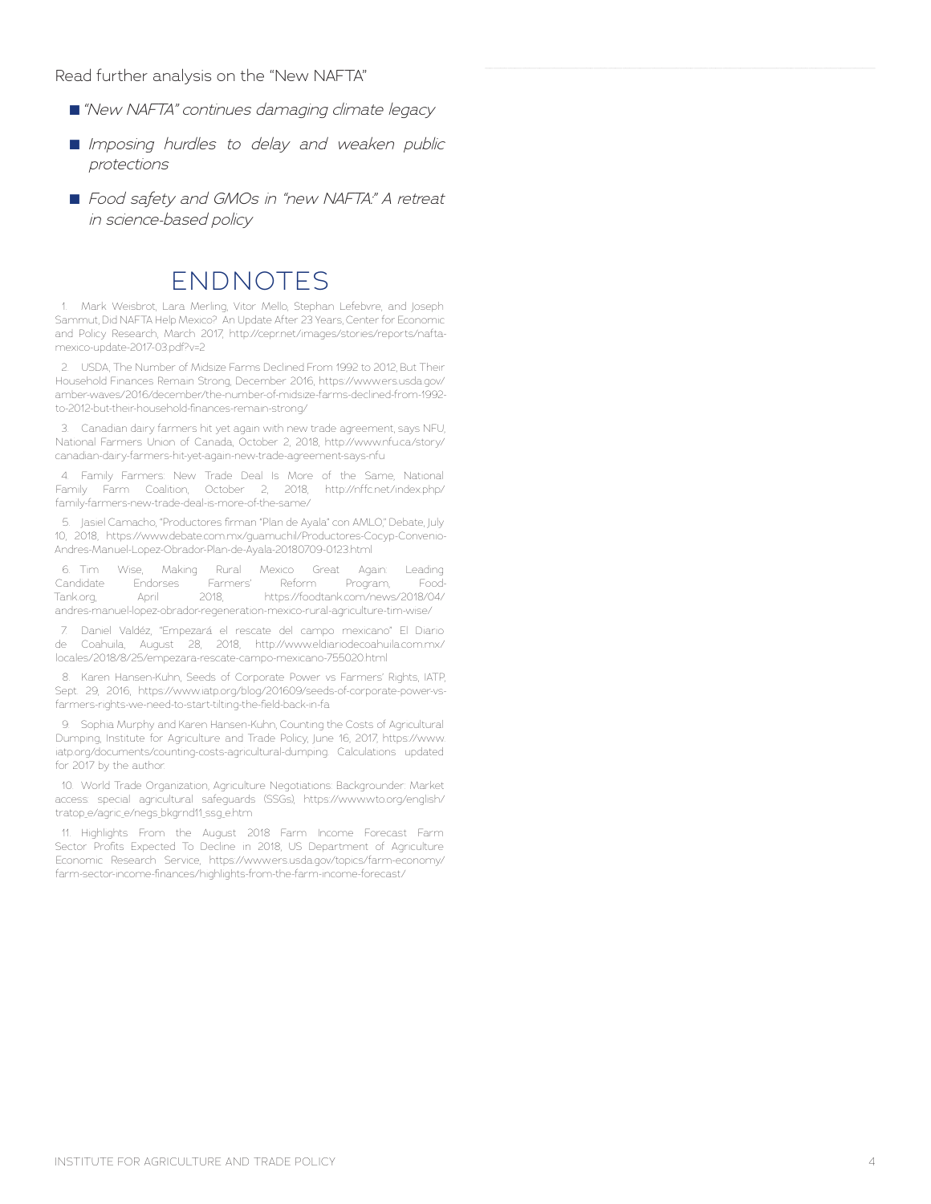Read further analysis on the "New NAFTA"

- *"New NAFTA" continues damaging climate legacy*
- *Imposing hurdles to delay and weaken public protections*
- *Food safety and GMOs in "new NAFTA:" A retreat in science-based policy*

# ENDNOTES

1. Mark Weisbrot, Lara Merling, Vitor Mello, Stephan Lefebvre, and Joseph Sammut, Did NAFTA Help Mexico? An Update After 23 Years, Center for Economic and Policy Research, March 2017, http://cepr.net/images/stories/reports/nafta-mexico-update-2017-03.pdf?v=2

2. USDA, The Number of Midsize Farms Declined From 1992 to 2012, But Their Household Finances Remain Strong, December 2016, https://www.ers.usda.gov/amber-waves/2016/december/the-number-of-midsize-farms-declined-from-1992-to-2012-but-their-household-finances-remain-strong/

3. Canadian dairy farmers hit yet again with new trade agreement, says NFU, National Farmers Union of Canada, October 2, 2018, http://www.nfu.ca/story/canadian-dairy-farmers-hit-yet-again-new-trade-agreement-says-nfu

4. Family Farmers: New Trade Deal Is More of the Same, National Family Farm Coalition, October 2, 2018, http://nffc.net/index.php/family-farmers-new-trade-deal-is-more-of-the-same/

5. Jasiel Camacho, "Productores firman "Plan de Ayala" con AMLO," Debate, July 10, 2018, https://www.debate.com.mx/guamuchil/Productores-Cocyp-Convenio-Andres-Manuel-Lopez-Obrador-Plan-de-Ayala-20180709-0123.html

6. Tim Wise, Making Rural Mexico Great Again: Leading Candidate Endorses Farmers' Reform Program, Food-Tank.org, April 2018, https://foodtank.com/news/2018/04/andres-manuel-lopez-obrador-regeneration-mexico-rural-agriculture-tim-wise/

7. Daniel Valdéz, "Empezará el rescate del campo mexicano" El Diario de Coahuila, August 28, 2018, http://www.eldiariodecoahuila.com.mx/locales/2018/8/25/empezara-rescate-campo-mexicano-755020.html

8. Karen Hansen-Kuhn, Seeds of Corporate Power vs Farmers' Rights, IATP, Sept. 29, 2016, https://www.iatp.org/blog/201609/seeds-of-corporate-power-vs-farmers-rights-we-need-to-start-tilting-the-field-back-in-fa

9. Sophia Murphy and Karen Hansen-Kuhn, Counting the Costs of Agricultural Dumping, Institute for Agriculture and Trade Policy, June 16, 2017, https://www.iatp.org/documents/counting-costs-agricultural-dumping. Calculations updated for 2017 by the author.

10. World Trade Organization, Agriculture Negotiations: Backgrounder: Market access: special agricultural safeguards (SSGs), https://www.wto.org/english/tratop_e/agric_e/negs_bkgrnd11_ssg_e.htm

11. Highlights From the August 2018 Farm Income Forecast Farm Sector Profits Expected To Decline in 2018, US Department of Agriculture Economic Research Service, https://www.ers.usda.gov/topics/farm-economy/farm-sector-income-finances/highlights-from-the-farm-income-forecast/